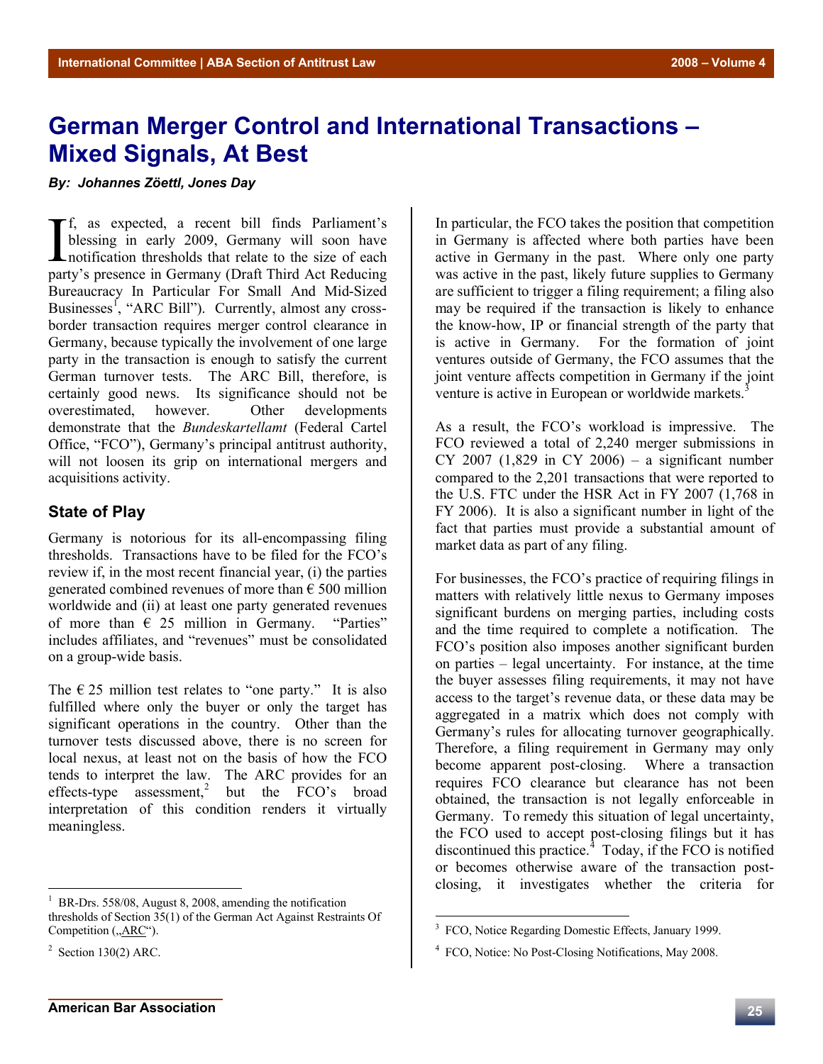# German Merger Control and International Transactions – Mixed Signals, At Best

***By: Johannes Zöettl, Jones Day***

If, as expected, a recent bill finds Parliament's blessing in early 2009, Germany will soon have notification thresholds that relate to the size of each party's presence in Germany (Draft Third Act Reducing Bureaucracy In Particular For Small And Mid-Sized Businesses[1], "ARC Bill"). Currently, almost any cross-border transaction requires merger control clearance in Germany, because typically the involvement of one large party in the transaction is enough to satisfy the current German turnover tests. The ARC Bill, therefore, is certainly good news. Its significance should not be overestimated, however. Other developments demonstrate that the *Bundeskartellamt* (Federal Cartel Office, "FCO"), Germany's principal antitrust authority, will not loosen its grip on international mergers and acquisitions activity.

## State of Play

Germany is notorious for its all-encompassing filing thresholds. Transactions have to be filed for the FCO's review if, in the most recent financial year, (i) the parties generated combined revenues of more than € 500 million worldwide and (ii) at least one party generated revenues of more than € 25 million in Germany. "Parties" includes affiliates, and "revenues" must be consolidated on a group-wide basis.

The € 25 million test relates to "one party." It is also fulfilled where only the buyer or only the target has significant operations in the country. Other than the turnover tests discussed above, there is no screen for local nexus, at least not on the basis of how the FCO tends to interpret the law. The ARC provides for an effects-type assessment,[2] but the FCO's broad interpretation of this condition renders it virtually meaningless.

In particular, the FCO takes the position that competition in Germany is affected where both parties have been active in Germany in the past. Where only one party was active in the past, likely future supplies to Germany are sufficient to trigger a filing requirement; a filing also may be required if the transaction is likely to enhance the know-how, IP or financial strength of the party that is active in Germany. For the formation of joint ventures outside of Germany, the FCO assumes that the joint venture affects competition in Germany if the joint venture is active in European or worldwide markets.[3]

As a result, the FCO's workload is impressive. The FCO reviewed a total of 2,240 merger submissions in CY 2007 (1,829 in CY 2006) – a significant number compared to the 2,201 transactions that were reported to the U.S. FTC under the HSR Act in FY 2007 (1,768 in FY 2006). It is also a significant number in light of the fact that parties must provide a substantial amount of market data as part of any filing.

For businesses, the FCO's practice of requiring filings in matters with relatively little nexus to Germany imposes significant burdens on merging parties, including costs and the time required to complete a notification. The FCO's position also imposes another significant burden on parties – legal uncertainty. For instance, at the time the buyer assesses filing requirements, it may not have access to the target's revenue data, or these data may be aggregated in a matrix which does not comply with Germany's rules for allocating turnover geographically. Therefore, a filing requirement in Germany may only become apparent post-closing. Where a transaction requires FCO clearance but clearance has not been obtained, the transaction is not legally enforceable in Germany. To remedy this situation of legal uncertainty, the FCO used to accept post-closing filings but it has discontinued this practice.[4] Today, if the FCO is notified or becomes otherwise aware of the transaction post-closing, it investigates whether the criteria for

---

[1] BR-Drs. 558/08, August 8, 2008, amending the notification thresholds of Section 35(1) of the German Act Against Restraints Of Competition („ARC").

[2] Section 130(2) ARC.

[3] FCO, Notice Regarding Domestic Effects, January 1999.

[4] FCO, Notice: No Post-Closing Notifications, May 2008.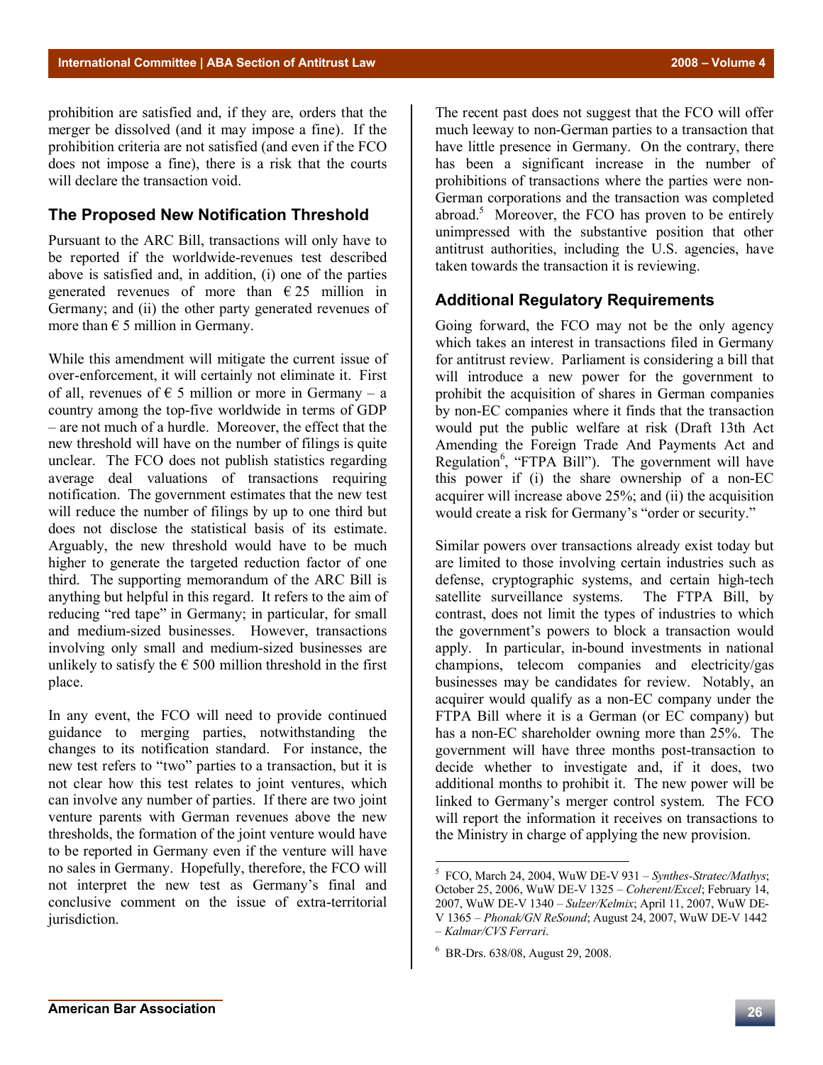prohibition are satisfied and, if they are, orders that the merger be dissolved (and it may impose a fine). If the prohibition criteria are not satisfied (and even if the FCO does not impose a fine), there is a risk that the courts will declare the transaction void.

## The Proposed New Notification Threshold

Pursuant to the ARC Bill, transactions will only have to be reported if the worldwide-revenues test described above is satisfied and, in addition, (i) one of the parties generated revenues of more than € 25 million in Germany; and (ii) the other party generated revenues of more than € 5 million in Germany.

While this amendment will mitigate the current issue of over-enforcement, it will certainly not eliminate it. First of all, revenues of € 5 million or more in Germany – a country among the top-five worldwide in terms of GDP – are not much of a hurdle. Moreover, the effect that the new threshold will have on the number of filings is quite unclear. The FCO does not publish statistics regarding average deal valuations of transactions requiring notification. The government estimates that the new test will reduce the number of filings by up to one third but does not disclose the statistical basis of its estimate. Arguably, the new threshold would have to be much higher to generate the targeted reduction factor of one third. The supporting memorandum of the ARC Bill is anything but helpful in this regard. It refers to the aim of reducing "red tape" in Germany; in particular, for small and medium-sized businesses. However, transactions involving only small and medium-sized businesses are unlikely to satisfy the € 500 million threshold in the first place.

In any event, the FCO will need to provide continued guidance to merging parties, notwithstanding the changes to its notification standard. For instance, the new test refers to "two" parties to a transaction, but it is not clear how this test relates to joint ventures, which can involve any number of parties. If there are two joint venture parents with German revenues above the new thresholds, the formation of the joint venture would have to be reported in Germany even if the venture will have no sales in Germany. Hopefully, therefore, the FCO will not interpret the new test as Germany's final and conclusive comment on the issue of extra-territorial jurisdiction.

The recent past does not suggest that the FCO will offer much leeway to non-German parties to a transaction that have little presence in Germany. On the contrary, there has been a significant increase in the number of prohibitions of transactions where the parties were non-German corporations and the transaction was completed abroad.[5] Moreover, the FCO has proven to be entirely unimpressed with the substantive position that other antitrust authorities, including the U.S. agencies, have taken towards the transaction it is reviewing.

## Additional Regulatory Requirements

Going forward, the FCO may not be the only agency which takes an interest in transactions filed in Germany for antitrust review. Parliament is considering a bill that will introduce a new power for the government to prohibit the acquisition of shares in German companies by non-EC companies where it finds that the transaction would put the public welfare at risk (Draft 13th Act Amending the Foreign Trade And Payments Act and Regulation[6], "FTPA Bill"). The government will have this power if (i) the share ownership of a non-EC acquirer will increase above 25%; and (ii) the acquisition would create a risk for Germany's "order or security."

Similar powers over transactions already exist today but are limited to those involving certain industries such as defense, cryptographic systems, and certain high-tech satellite surveillance systems. The FTPA Bill, by contrast, does not limit the types of industries to which the government's powers to block a transaction would apply. In particular, in-bound investments in national champions, telecom companies and electricity/gas businesses may be candidates for review. Notably, an acquirer would qualify as a non-EC company under the FTPA Bill where it is a German (or EC company) but has a non-EC shareholder owning more than 25%. The government will have three months post-transaction to decide whether to investigate and, if it does, two additional months to prohibit it. The new power will be linked to Germany's merger control system. The FCO will report the information it receives on transactions to the Ministry in charge of applying the new provision.

---

[5] FCO, March 24, 2004, WuW DE-V 931 – *Synthes-Stratec/Mathys*; October 25, 2006, WuW DE-V 1325 – *Coherent/Excel*; February 14, 2007, WuW DE-V 1340 – *Sulzer/Kelmix*; April 11, 2007, WuW DE-V 1365 – *Phonak/GN ReSound*; August 24, 2007, WuW DE-V 1442 – *Kalmar/CVS Ferrari*.

[6] BR-Drs. 638/08, August 29, 2008.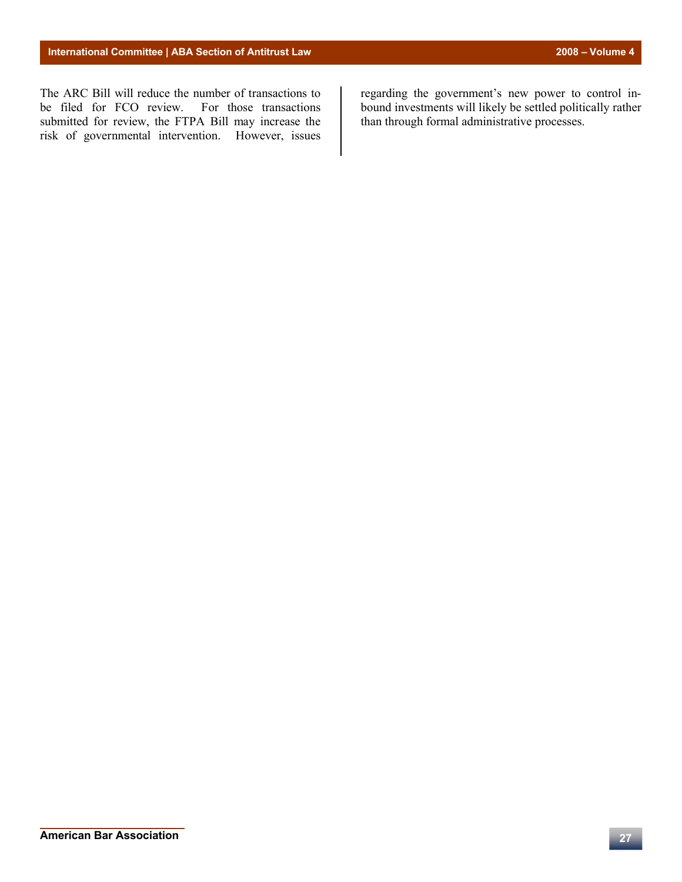The ARC Bill will reduce the number of transactions to be filed for FCO review. For those transactions submitted for review, the FTPA Bill may increase the risk of governmental intervention. However, issues regarding the government's new power to control in-bound investments will likely be settled politically rather than through formal administrative processes.